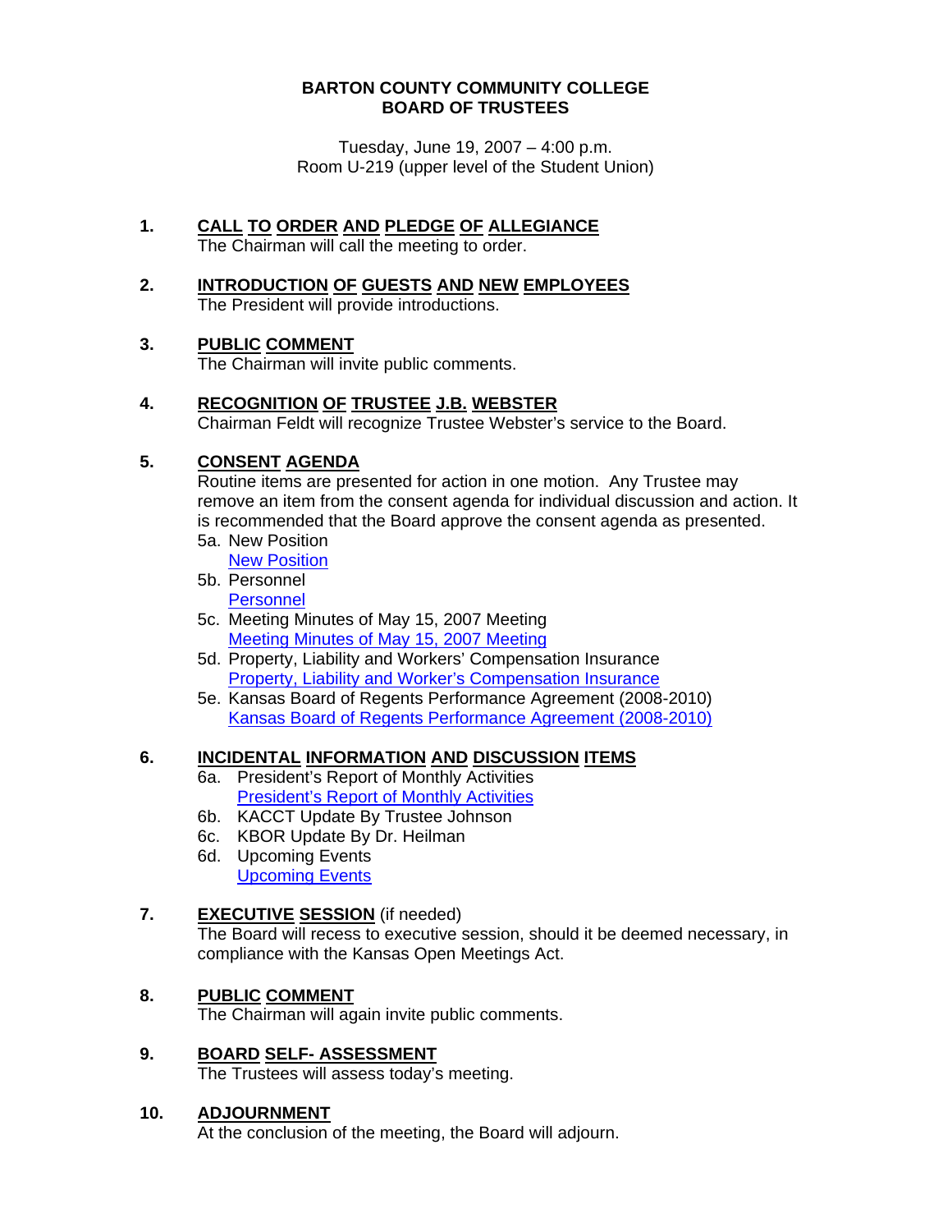**BARTON COUNTY COMMUNITY COLLEGE**
**BOARD OF TRUSTEES**

Tuesday, June 19, 2007 – 4:00 p.m.
Room U-219 (upper level of the Student Union)

**1. CALL TO ORDER AND PLEDGE OF ALLEGIANCE**
The Chairman will call the meeting to order.

**2. INTRODUCTION OF GUESTS AND NEW EMPLOYEES**
The President will provide introductions.

**3. PUBLIC COMMENT**
The Chairman will invite public comments.

**4. RECOGNITION OF TRUSTEE J.B. WEBSTER**
Chairman Feldt will recognize Trustee Webster's service to the Board.

**5. CONSENT AGENDA**
Routine items are presented for action in one motion. Any Trustee may remove an item from the consent agenda for individual discussion and action. It is recommended that the Board approve the consent agenda as presented.

- 5a. New Position
  New Position
- 5b. Personnel
  Personnel
- 5c. Meeting Minutes of May 15, 2007 Meeting
  Meeting Minutes of May 15, 2007 Meeting
- 5d. Property, Liability and Workers' Compensation Insurance
  Property, Liability and Worker's Compensation Insurance
- 5e. Kansas Board of Regents Performance Agreement (2008-2010)
  Kansas Board of Regents Performance Agreement (2008-2010)

**6. INCIDENTAL INFORMATION AND DISCUSSION ITEMS**

- 6a. President's Report of Monthly Activities
  President's Report of Monthly Activities
- 6b. KACCT Update By Trustee Johnson
- 6c. KBOR Update By Dr. Heilman
- 6d. Upcoming Events
  Upcoming Events

**7. EXECUTIVE SESSION** (if needed)
The Board will recess to executive session, should it be deemed necessary, in compliance with the Kansas Open Meetings Act.

**8. PUBLIC COMMENT**
The Chairman will again invite public comments.

**9. BOARD SELF- ASSESSMENT**
The Trustees will assess today's meeting.

**10. ADJOURNMENT**
At the conclusion of the meeting, the Board will adjourn.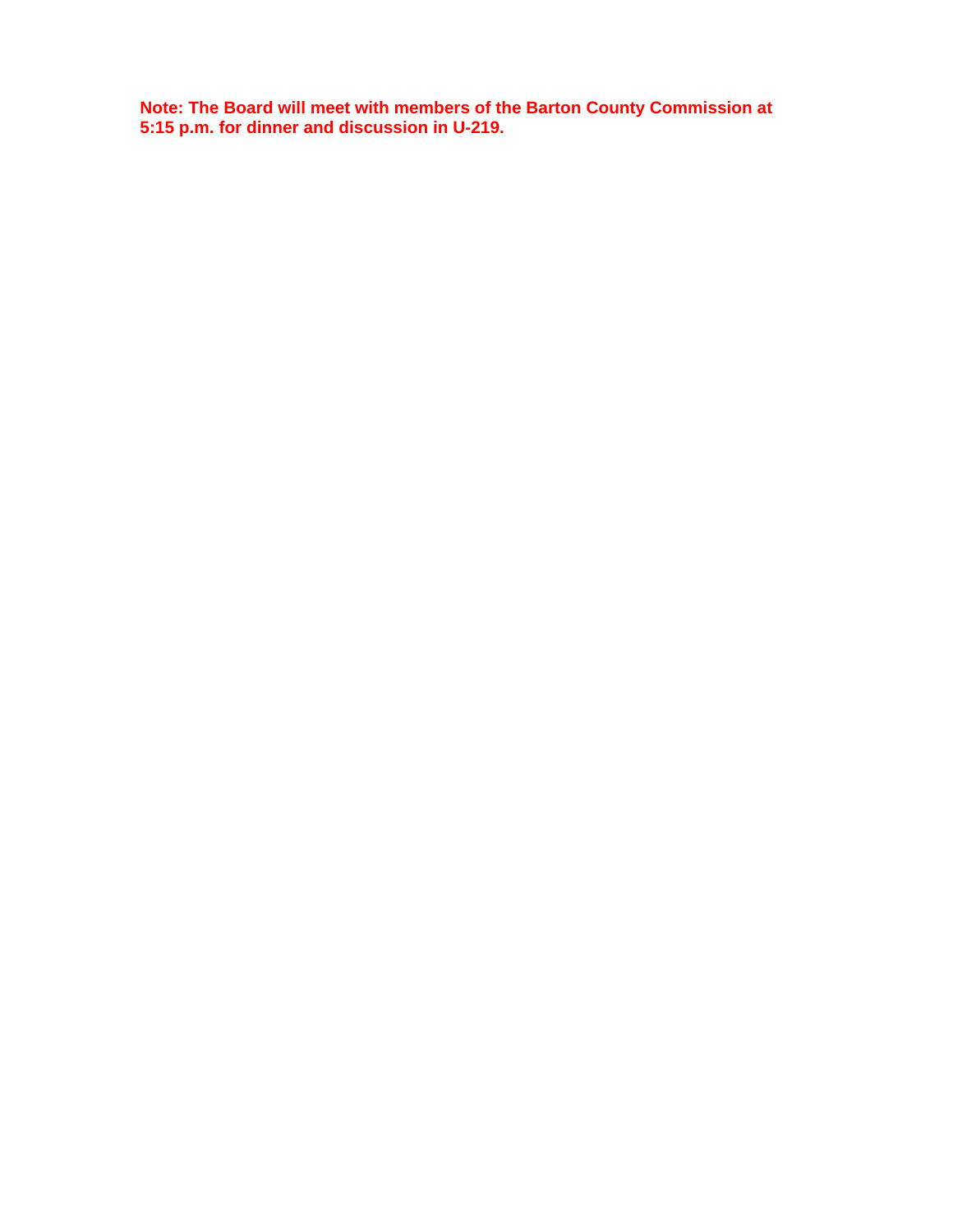**Note: The Board will meet with members of the Barton County Commission at 5:15 p.m. for dinner and discussion in U-219.**